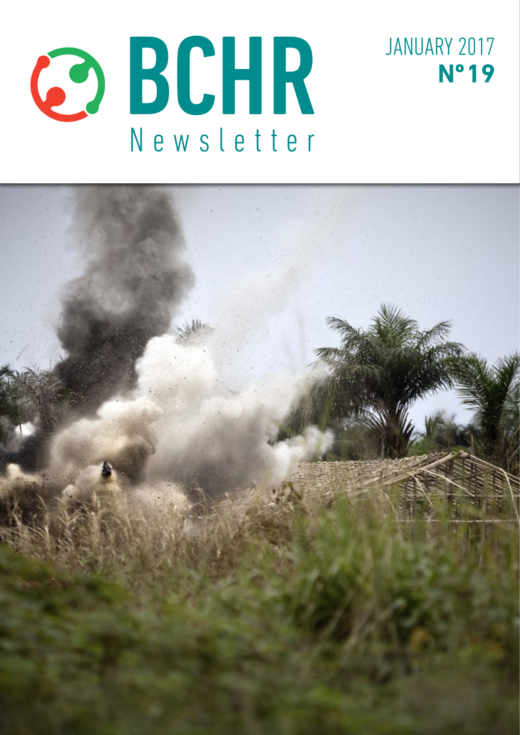# BCHR Newsletter

JANUARY 2017

**Nº19**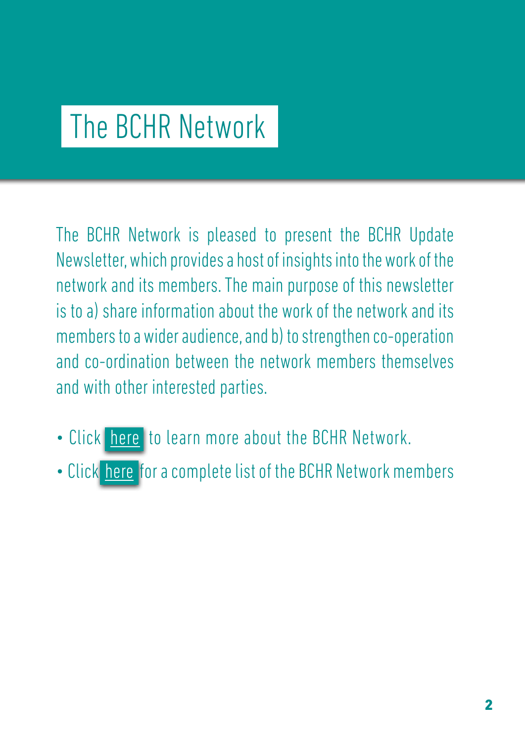# The BCHR Network

The BCHR Network is pleased to present the BCHR Update Newsletter, which provides a host of insights into the work of the network and its members. The main purpose of this newsletter is to a) share information about the work of the network and its members to a wider audience, and b) to strengthen co-operation and co-ordination between the network members themselves and with other interested parties.

- Click here to learn more about the BCHR Network.
- Click here for a complete list of the BCHR Network members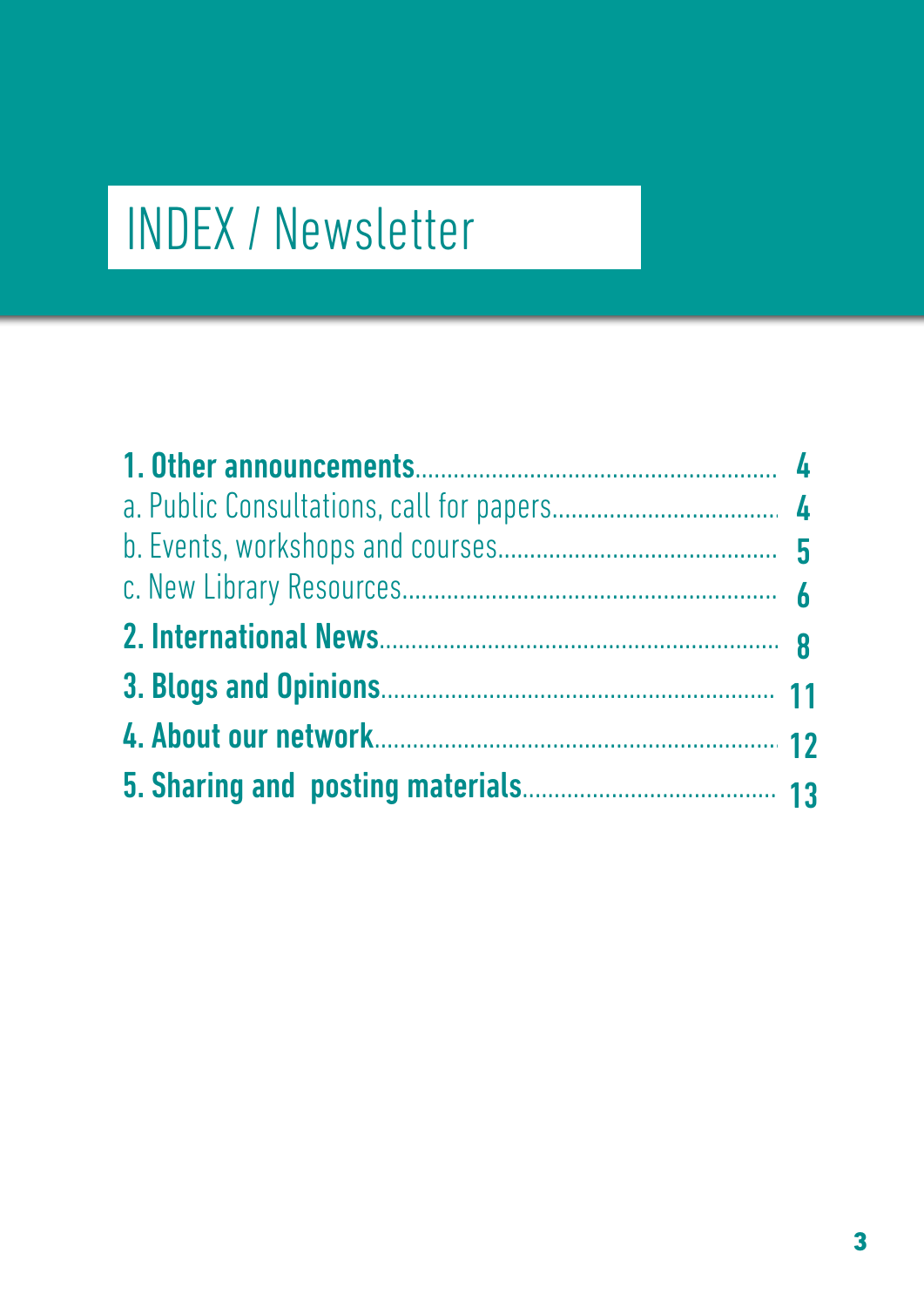# INDEX / Newsletter

**1. Other announcements**........................................................ **4**

a. Public Consultations, call for papers.................................... **4**

b. Events, workshops and courses............................................ **5**

c. New Library Resources.......................................................... **6**

**2. International News**............................................................. **8**

**3. Blogs and Opinions**............................................................. **11**

**4. About our network**............................................................... **12**

**5. Sharing and posting materials**........................................ **13**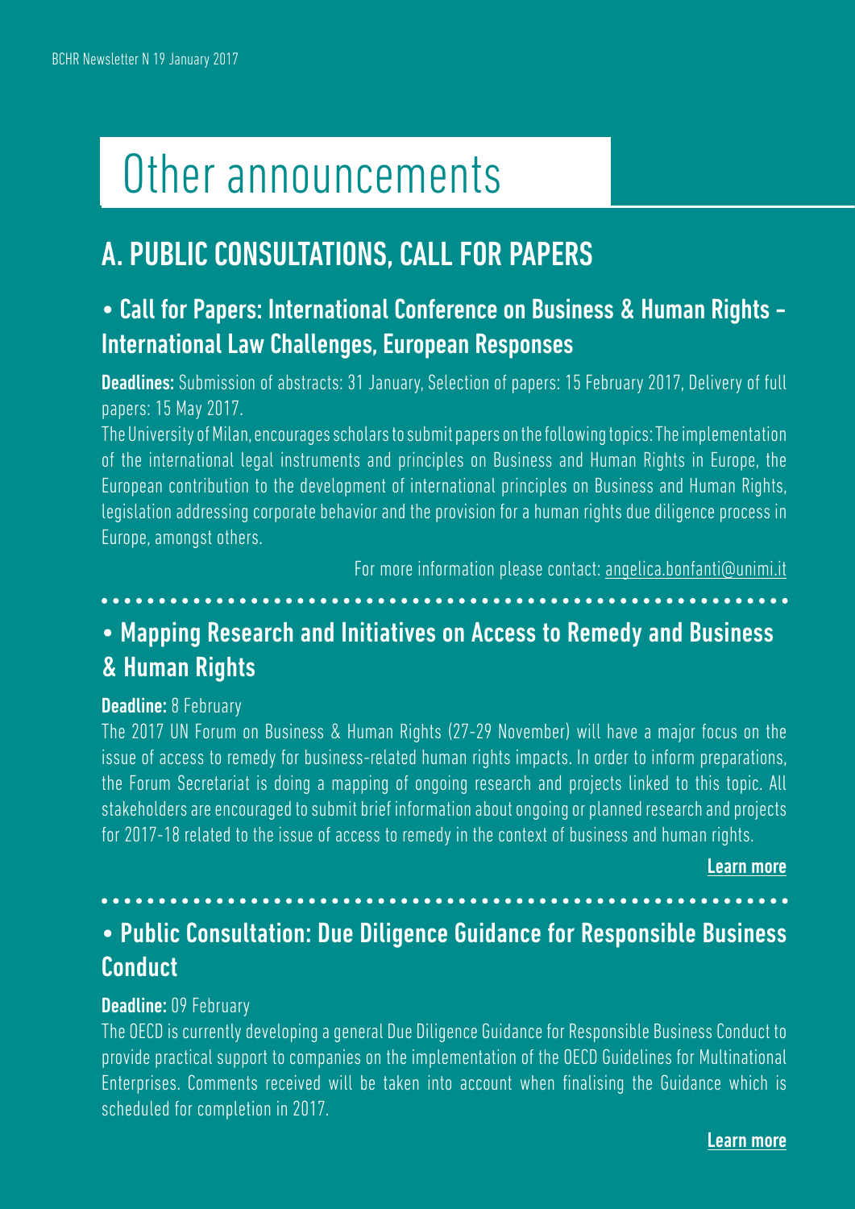# Other announcements

## A. PUBLIC CONSULTATIONS, CALL FOR PAPERS

### • Call for Papers: International Conference on Business & Human Rights - International Law Challenges, European Responses

**Deadlines:** Submission of abstracts: 31 January, Selection of papers: 15 February 2017, Delivery of full papers: 15 May 2017.

The University of Milan, encourages scholars to submit papers on the following topics: The implementation of the international legal instruments and principles on Business and Human Rights in Europe, the European contribution to the development of international principles on Business and Human Rights, legislation addressing corporate behavior and the provision for a human rights due diligence process in Europe, amongst others.

For more information please contact: angelica.bonfanti@unimi.it

### • Mapping Research and Initiatives on Access to Remedy and Business & Human Rights

**Deadline:** 8 February

The 2017 UN Forum on Business & Human Rights (27-29 November) will have a major focus on the issue of access to remedy for business-related human rights impacts. In order to inform preparations, the Forum Secretariat is doing a mapping of ongoing research and projects linked to this topic. All stakeholders are encouraged to submit brief information about ongoing or planned research and projects for 2017-18 related to the issue of access to remedy in the context of business and human rights.

**Learn more**

### • Public Consultation: Due Diligence Guidance for Responsible Business Conduct

**Deadline:** 09 February

The OECD is currently developing a general Due Diligence Guidance for Responsible Business Conduct to provide practical support to companies on the implementation of the OECD Guidelines for Multinational Enterprises. Comments received will be taken into account when finalising the Guidance which is scheduled for completion in 2017.

**Learn more**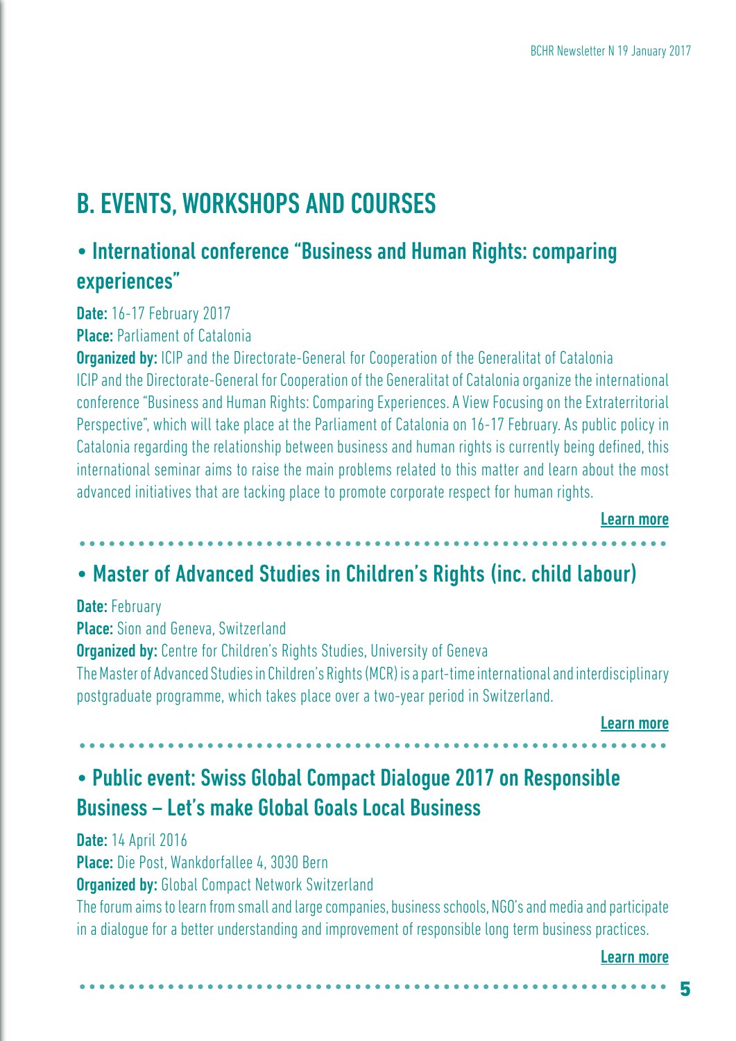## B. EVENTS, WORKSHOPS AND COURSES

### • International conference "Business and Human Rights: comparing experiences"

**Date:** 16-17 February 2017
**Place:** Parliament of Catalonia
**Organized by:** ICIP and the Directorate-General for Cooperation of the Generalitat of Catalonia

ICIP and the Directorate-General for Cooperation of the Generalitat of Catalonia organize the international conference "Business and Human Rights: Comparing Experiences. A View Focusing on the Extraterritorial Perspective", which will take place at the Parliament of Catalonia on 16-17 February. As public policy in Catalonia regarding the relationship between business and human rights is currently being defined, this international seminar aims to raise the main problems related to this matter and learn about the most advanced initiatives that are tacking place to promote corporate respect for human rights.

**Learn more**

### • Master of Advanced Studies in Children's Rights (inc. child labour)

**Date:** February
**Place:** Sion and Geneva, Switzerland
**Organized by:** Centre for Children's Rights Studies, University of Geneva

The Master of Advanced Studies in Children's Rights (MCR) is a part-time international and interdisciplinary postgraduate programme, which takes place over a two-year period in Switzerland.

**Learn more**

### • Public event: Swiss Global Compact Dialogue 2017 on Responsible Business – Let's make Global Goals Local Business

**Date:** 14 April 2016
**Place:** Die Post, Wankdorfallee 4, 3030 Bern
**Organized by:** Global Compact Network Switzerland

The forum aims to learn from small and large companies, business schools, NGO's and media and participate in a dialogue for a better understanding and improvement of responsible long term business practices.

**Learn more**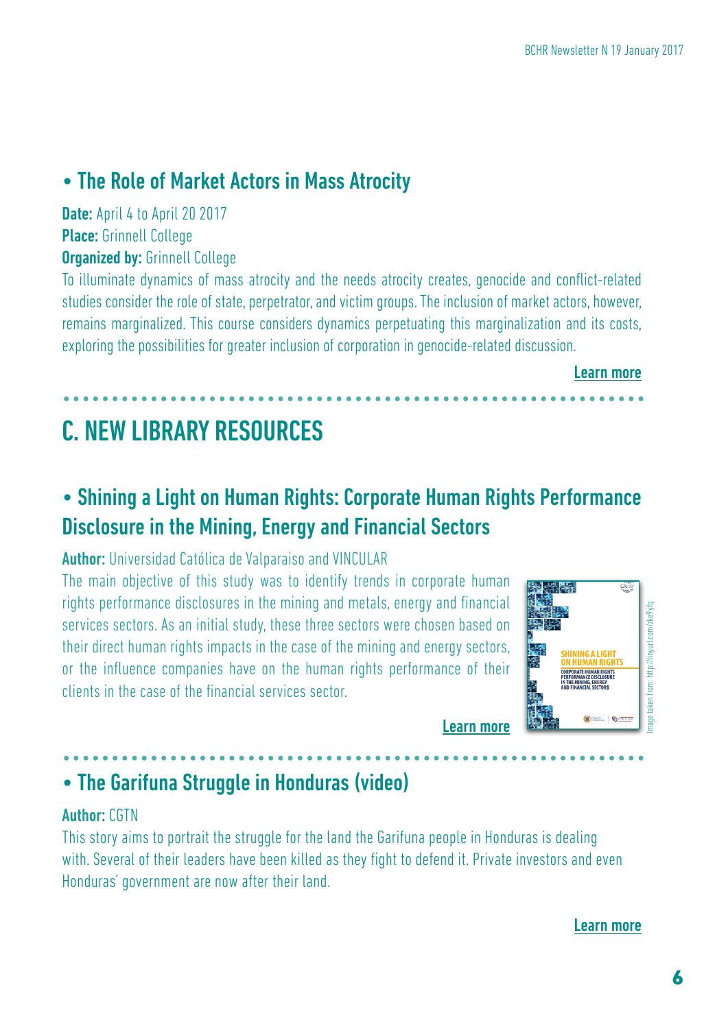## • The Role of Market Actors in Mass Atrocity

**Date:** April 4 to April 20 2017
**Place:** Grinnell College
**Organized by:** Grinnell College

To illuminate dynamics of mass atrocity and the needs atrocity creates, genocide and conflict-related studies consider the role of state, perpetrator, and victim groups. The inclusion of market actors, however, remains marginalized. This course considers dynamics perpetuating this marginalization and its costs, exploring the possibilities for greater inclusion of corporation in genocide-related discussion.

**Learn more**

# C. NEW LIBRARY RESOURCES

## • Shining a Light on Human Rights: Corporate Human Rights Performance Disclosure in the Mining, Energy and Financial Sectors

**Author:** Universidad Católica de Valparaiso and VINCULAR

The main objective of this study was to identify trends in corporate human rights performance disclosures in the mining and metals, energy and financial services sectors. As an initial study, these three sectors were chosen based on their direct human rights impacts in the case of the mining and energy sectors, or the influence companies have on the human rights performance of their clients in the case of the financial services sector.

Image taken from: http://tinyurl.com/zke9yfq

**Learn more**

## • The Garifuna Struggle in Honduras (video)

**Author:** CGTN

This story aims to portrait the struggle for the land the Garifuna people in Honduras is dealing with. Several of their leaders have been killed as they fight to defend it. Private investors and even Honduras' government are now after their land.

**Learn more**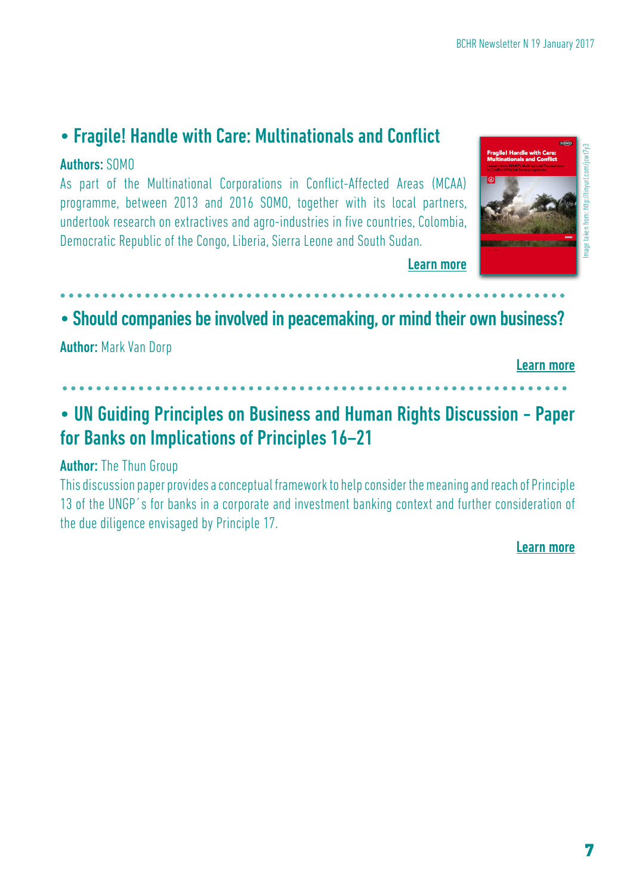## • Fragile! Handle with Care: Multinationals and Conflict

**Authors:** SOMO

As part of the Multinational Corporations in Conflict-Affected Areas (MCAA) programme, between 2013 and 2016 SOMO, together with its local partners, undertook research on extractives and agro-industries in five countries, Colombia, Democratic Republic of the Congo, Liberia, Sierra Leone and South Sudan.

Learn more

Image taken from: http://tinyurl.com/jcwf7y3

## • Should companies be involved in peacemaking, or mind their own business?

**Author:** Mark Van Dorp

Learn more

## • UN Guiding Principles on Business and Human Rights Discussion - Paper for Banks on Implications of Principles 16–21

**Author:** The Thun Group

This discussion paper provides a conceptual framework to help consider the meaning and reach of Principle 13 of the UNGP´s for banks in a corporate and investment banking context and further consideration of the due diligence envisaged by Principle 17.

Learn more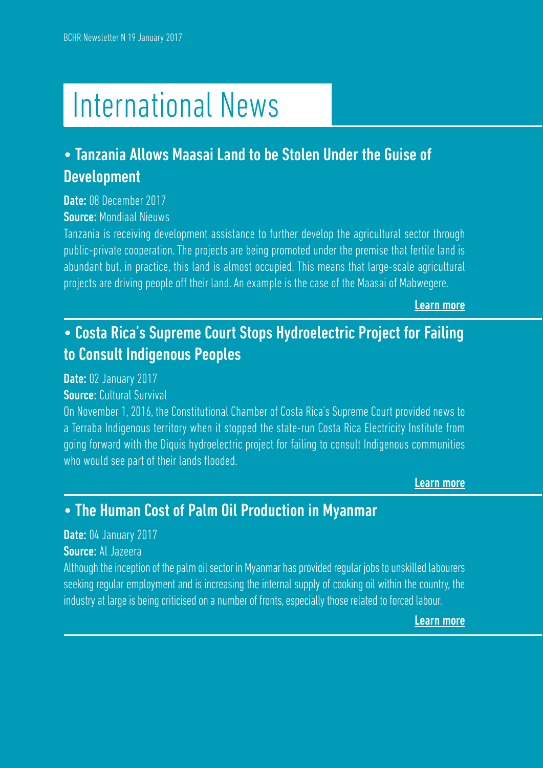# International News

## • Tanzania Allows Maasai Land to be Stolen Under the Guise of Development

**Date:** 08 December 2017

**Source:** Mondiaal Nieuws

Tanzania is receiving development assistance to further develop the agricultural sector through public-private cooperation. The projects are being promoted under the premise that fertile land is abundant but, in practice, this land is almost occupied. This means that large-scale agricultural projects are driving people off their land. An example is the case of the Maasai of Mabwegere.

**Learn more**

## • Costa Rica's Supreme Court Stops Hydroelectric Project for Failing to Consult Indigenous Peoples

**Date:** 02 January 2017

**Source:** Cultural Survival

On November 1, 2016, the Constitutional Chamber of Costa Rica's Supreme Court provided news to a Terraba Indigenous territory when it stopped the state-run Costa Rica Electricity Institute from going forward with the Diquis hydroelectric project for failing to consult Indigenous communities who would see part of their lands flooded.

**Learn more**

## • The Human Cost of Palm Oil Production in Myanmar

**Date:** 04 January 2017

**Source:** Al Jazeera

Although the inception of the palm oil sector in Myanmar has provided regular jobs to unskilled labourers seeking regular employment and is increasing the internal supply of cooking oil within the country, the industry at large is being criticised on a number of fronts, especially those related to forced labour.

**Learn more**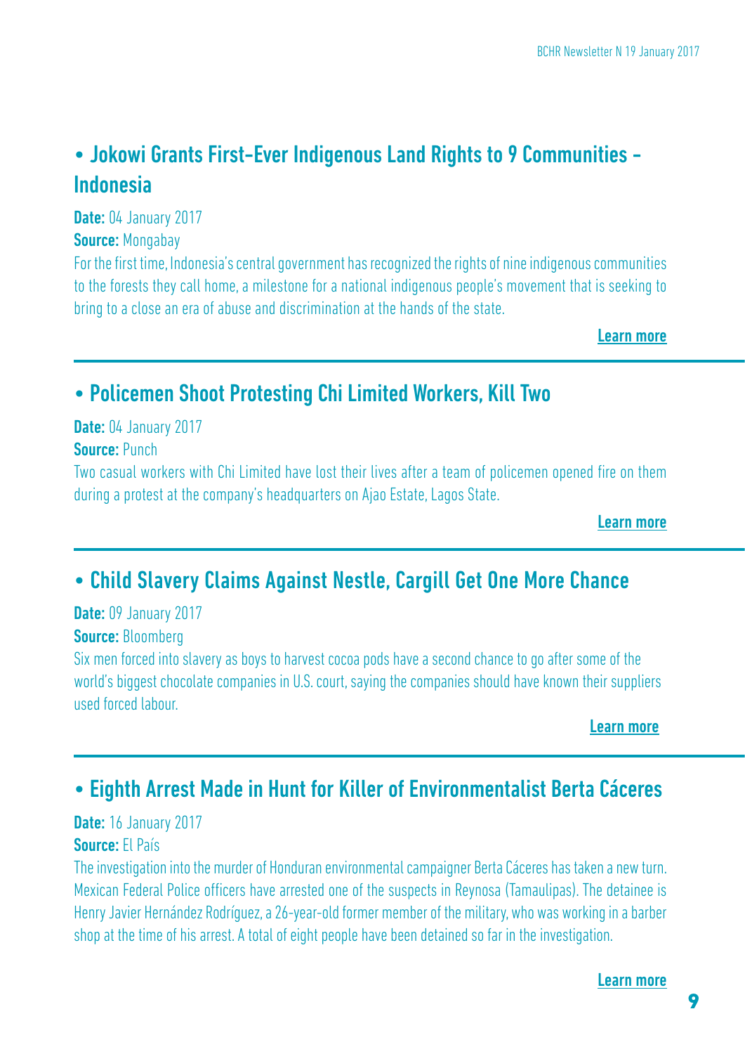## • Jokowi Grants First-Ever Indigenous Land Rights to 9 Communities - Indonesia

**Date:** 04 January 2017

**Source:** Mongabay

For the first time, Indonesia's central government has recognized the rights of nine indigenous communities to the forests they call home, a milestone for a national indigenous people's movement that is seeking to bring to a close an era of abuse and discrimination at the hands of the state.

**Learn more**

---

## • Policemen Shoot Protesting Chi Limited Workers, Kill Two

**Date:** 04 January 2017

**Source:** Punch

Two casual workers with Chi Limited have lost their lives after a team of policemen opened fire on them during a protest at the company's headquarters on Ajao Estate, Lagos State.

**Learn more**

---

## • Child Slavery Claims Against Nestle, Cargill Get One More Chance

**Date:** 09 January 2017

**Source:** Bloomberg

Six men forced into slavery as boys to harvest cocoa pods have a second chance to go after some of the world's biggest chocolate companies in U.S. court, saying the companies should have known their suppliers used forced labour.

**Learn more**

---

## • Eighth Arrest Made in Hunt for Killer of Environmentalist Berta Cáceres

**Date:** 16 January 2017

**Source:** El País

The investigation into the murder of Honduran environmental campaigner Berta Cáceres has taken a new turn. Mexican Federal Police officers have arrested one of the suspects in Reynosa (Tamaulipas). The detainee is Henry Javier Hernández Rodríguez, a 26-year-old former member of the military, who was working in a barber shop at the time of his arrest. A total of eight people have been detained so far in the investigation.

**Learn more**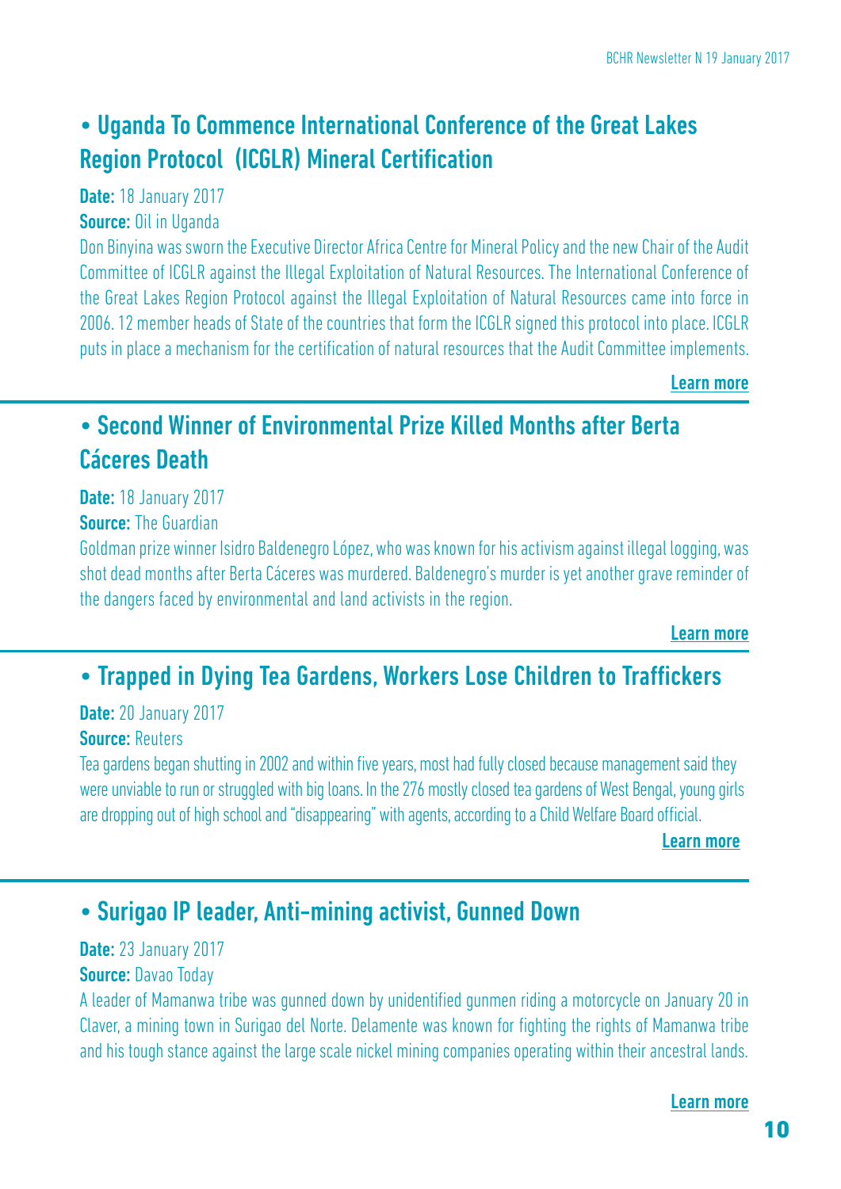## • Uganda To Commence International Conference of the Great Lakes Region Protocol (ICGLR) Mineral Certification

**Date:** 18 January 2017

**Source:** Oil in Uganda

Don Binyina was sworn the Executive Director Africa Centre for Mineral Policy and the new Chair of the Audit Committee of ICGLR against the Illegal Exploitation of Natural Resources. The International Conference of the Great Lakes Region Protocol against the Illegal Exploitation of Natural Resources came into force in 2006. 12 member heads of State of the countries that form the ICGLR signed this protocol into place. ICGLR puts in place a mechanism for the certification of natural resources that the Audit Committee implements.

**Learn more**

---

## • Second Winner of Environmental Prize Killed Months after Berta Cáceres Death

**Date:** 18 January 2017

**Source:** The Guardian

Goldman prize winner Isidro Baldenegro López, who was known for his activism against illegal logging, was shot dead months after Berta Cáceres was murdered. Baldenegro's murder is yet another grave reminder of the dangers faced by environmental and land activists in the region.

**Learn more**

---

## • Trapped in Dying Tea Gardens, Workers Lose Children to Traffickers

**Date:** 20 January 2017

**Source:** Reuters

Tea gardens began shutting in 2002 and within five years, most had fully closed because management said they were unviable to run or struggled with big loans. In the 276 mostly closed tea gardens of West Bengal, young girls are dropping out of high school and "disappearing" with agents, according to a Child Welfare Board official.

**Learn more**

---

## • Surigao IP leader, Anti-mining activist, Gunned Down

**Date:** 23 January 2017

**Source:** Davao Today

A leader of Mamanwa tribe was gunned down by unidentified gunmen riding a motorcycle on January 20 in Claver, a mining town in Surigao del Norte. Delamente was known for fighting the rights of Mamanwa tribe and his tough stance against the large scale nickel mining companies operating within their ancestral lands.

**Learn more**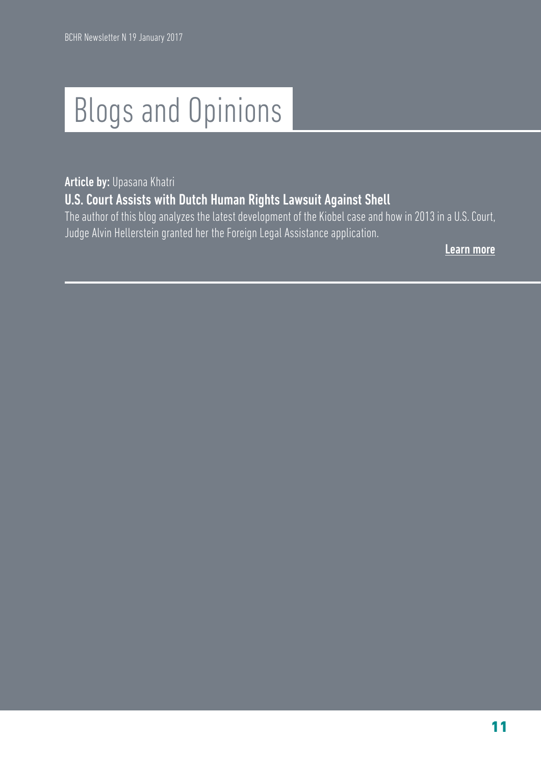# Blogs and Opinions

**Article by:** Upasana Khatri

### U.S. Court Assists with Dutch Human Rights Lawsuit Against Shell

The author of this blog analyzes the latest development of the Kiobel case and how in 2013 in a U.S. Court, Judge Alvin Hellerstein granted her the Foreign Legal Assistance application.

**Learn more**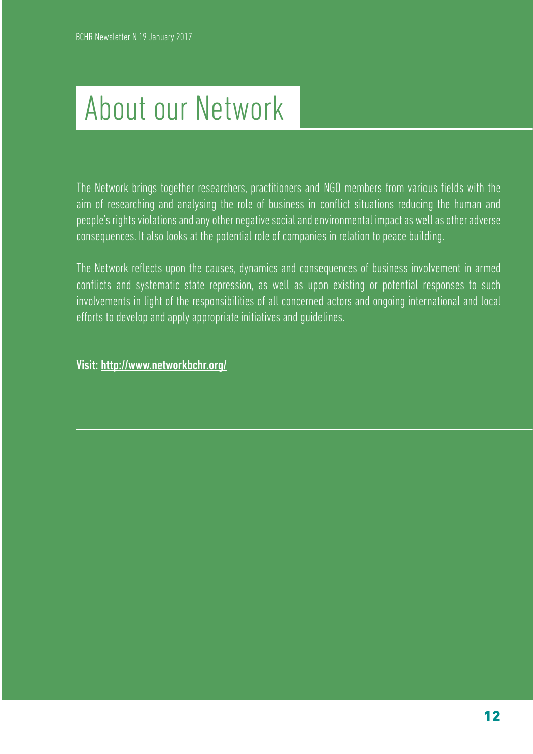# About our Network

The Network brings together researchers, practitioners and NGO members from various fields with the aim of researching and analysing the role of business in conflict situations reducing the human and people's rights violations and any other negative social and environmental impact as well as other adverse consequences. It also looks at the potential role of companies in relation to peace building.

The Network reflects upon the causes, dynamics and consequences of business involvement in armed conflicts and systematic state repression, as well as upon existing or potential responses to such involvements in light of the responsibilities of all concerned actors and ongoing international and local efforts to develop and apply appropriate initiatives and guidelines.

**Visit: http://www.networkbchr.org/**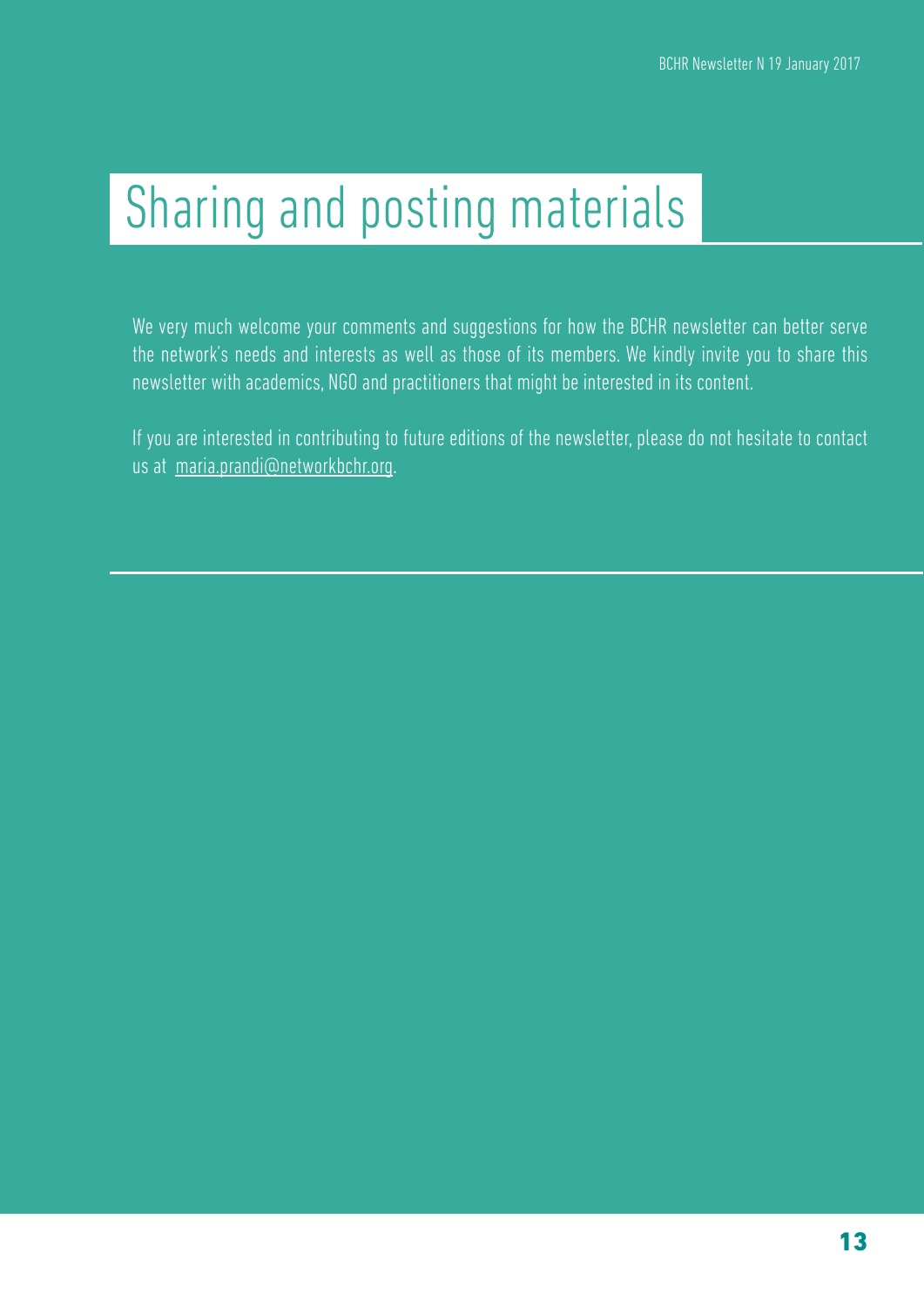# Sharing and posting materials

We very much welcome your comments and suggestions for how the BCHR newsletter can better serve the network's needs and interests as well as those of its members. We kindly invite you to share this newsletter with academics, NGO and practitioners that might be interested in its content.

If you are interested in contributing to future editions of the newsletter, please do not hesitate to contact us at maria.prandi@networkbchr.org.